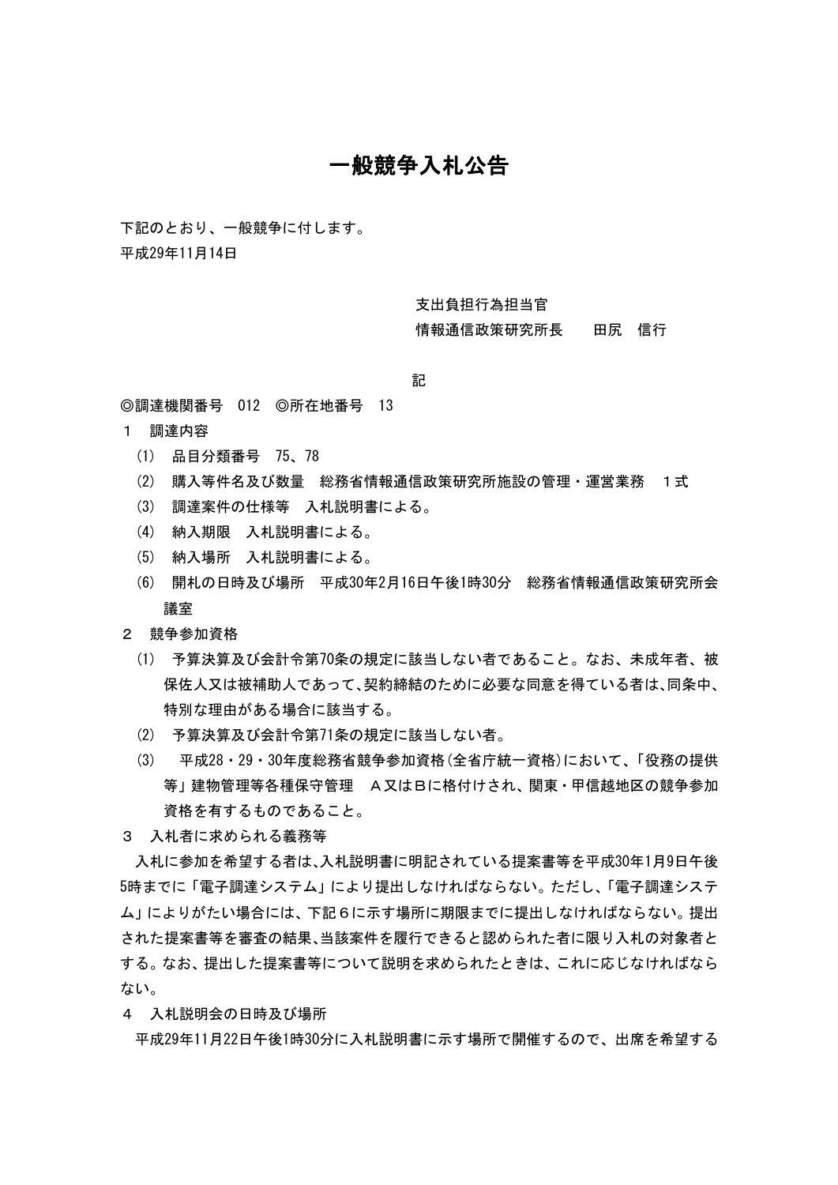# 一般競争入札公告

下記のとおり、一般競争に付します。

平成29年11月14日

支出負担行為担当官
情報通信政策研究所長　　田尻　信行

記

◎調達機関番号　012　◎所在地番号　13

1　調達内容

(1)　品目分類番号　75、78

(2)　購入等件名及び数量　総務省情報通信政策研究所施設の管理・運営業務　１式

(3)　調達案件の仕様等　入札説明書による。

(4)　納入期限　入札説明書による。

(5)　納入場所　入札説明書による。

(6)　開札の日時及び場所　平成30年2月16日午後1時30分　総務省情報通信政策研究所会議室

2　競争参加資格

(1)　予算決算及び会計令第70条の規定に該当しない者であること。なお、未成年者、被保佐人又は被補助人であって、契約締結のために必要な同意を得ている者は、同条中、特別な理由がある場合に該当する。

(2)　予算決算及び会計令第71条の規定に該当しない者。

(3)　平成28・29・30年度総務省競争参加資格(全省庁統一資格)において、「役務の提供等」建物管理等各種保守管理　Ａ又はＢに格付けされ、関東・甲信越地区の競争参加資格を有するものであること。

3　入札者に求められる義務等

入札に参加を希望する者は、入札説明書に明記されている提案書等を平成30年1月9日午後5時までに「電子調達システム」により提出しなければならない。ただし、「電子調達システム」によりがたい場合には、下記６に示す場所に期限までに提出しなければならない。提出された提案書等を審査の結果、当該案件を履行できると認められた者に限り入札の対象者とする。なお、提出した提案書等について説明を求められたときは、これに応じなければならない。

4　入札説明会の日時及び場所

平成29年11月22日午後1時30分に入札説明書に示す場所で開催するので、出席を希望する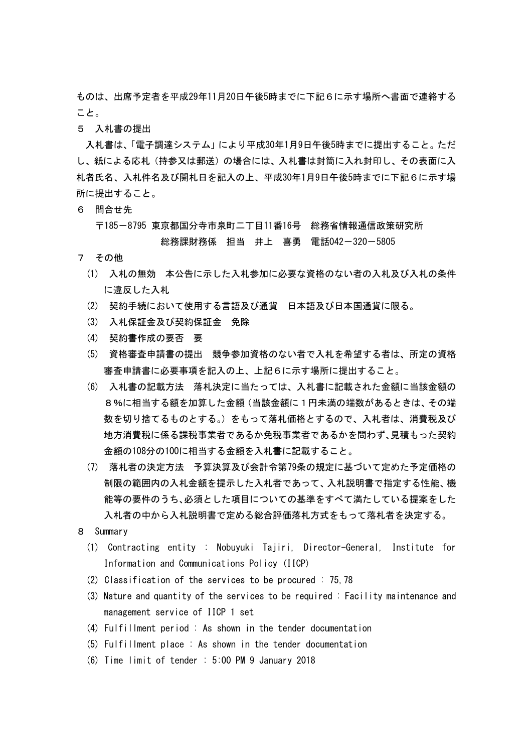ものは、出席予定者を平成29年11月20日午後5時までに下記６に示す場所へ書面で連絡すること。

５　入札書の提出

入札書は、「電子調達システム」により平成30年1月9日午後5時までに提出すること。ただし、紙による応札（持参又は郵送）の場合には、入札書は封筒に入れ封印し、その表面に入札者氏名、入札件名及び開札日を記入の上、平成30年1月9日午後5時までに下記６に示す場所に提出すること。

６　問合せ先

〒185－8795 東京都国分寺市泉町二丁目11番16号　総務省情報通信政策研究所
総務課財務係　担当　井上　喜勇　電話042－320－5805

７　その他

(1)　入札の無効　本公告に示した入札参加に必要な資格のない者の入札及び入札の条件に違反した入札

(2)　契約手続において使用する言語及び通貨　日本語及び日本国通貨に限る。

(3)　入札保証金及び契約保証金　免除

(4)　契約書作成の要否　要

(5)　資格審査申請書の提出　競争参加資格のない者で入札を希望する者は、所定の資格審査申請書に必要事項を記入の上、上記６に示す場所に提出すること。

(6)　入札書の記載方法　落札決定に当たっては、入札書に記載された金額に当該金額の８％に相当する額を加算した金額（当該金額に１円未満の端数があるときは、その端数を切り捨てるものとする。）をもって落札価格とするので、入札者は、消費税及び地方消費税に係る課税事業者であるか免税事業者であるかを問わず、見積もった契約金額の108分の100に相当する金額を入札書に記載すること。

(7)　落札者の決定方法　予算決算及び会計令第79条の規定に基づいて定めた予定価格の制限の範囲内の入札金額を提示した入札者であって、入札説明書で指定する性能、機能等の要件のうち、必須とした項目についての基準をすべて満たしている提案をした入札者の中から入札説明書で定める総合評価落札方式をもって落札者を決定する。

８　Summary

(1) Contracting entity : Nobuyuki Tajiri, Director-General, Institute for Information and Communications Policy (IICP)

(2) Classification of the services to be procured : 75,78

(3) Nature and quantity of the services to be required : Facility maintenance and management service of IICP 1 set

(4) Fulfillment period : As shown in the tender documentation

(5) Fulfillment place : As shown in the tender documentation

(6) Time limit of tender : 5:00 PM 9 January 2018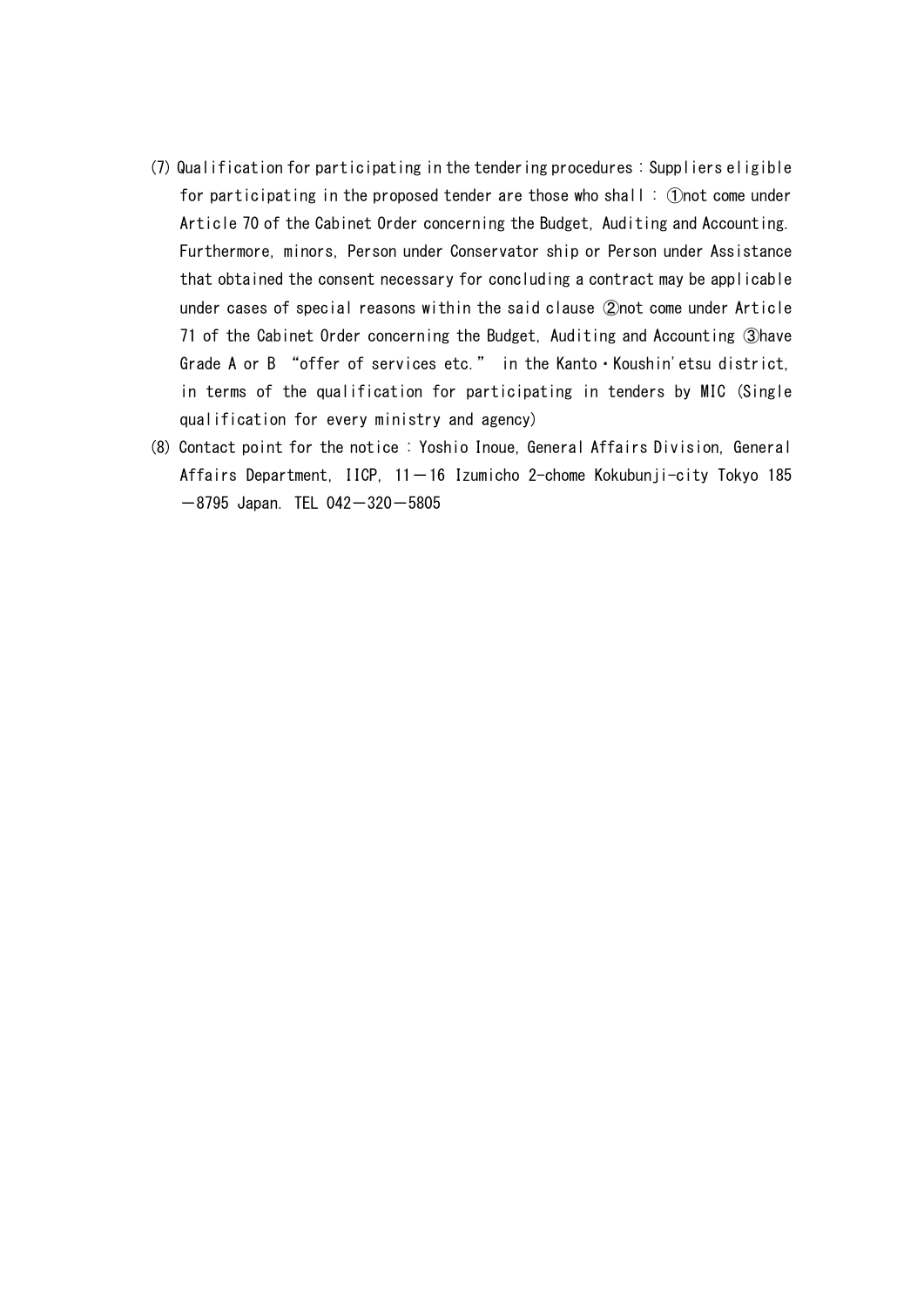(7) Qualification for participating in the tendering procedures : Suppliers eligible for participating in the proposed tender are those who shall : ①not come under Article 70 of the Cabinet Order concerning the Budget, Auditing and Accounting. Furthermore, minors, Person under Conservator ship or Person under Assistance that obtained the consent necessary for concluding a contract may be applicable under cases of special reasons within the said clause ②not come under Article 71 of the Cabinet Order concerning the Budget, Auditing and Accounting ③have Grade A or B "offer of services etc." in the Kanto・Koushin'etsu district, in terms of the qualification for participating in tenders by MIC (Single qualification for every ministry and agency)

(8) Contact point for the notice : Yoshio Inoue, General Affairs Division, General Affairs Department, IICP, 11－16 Izumicho 2-chome Kokubunji-city Tokyo 185－8795 Japan. TEL 042－320－5805